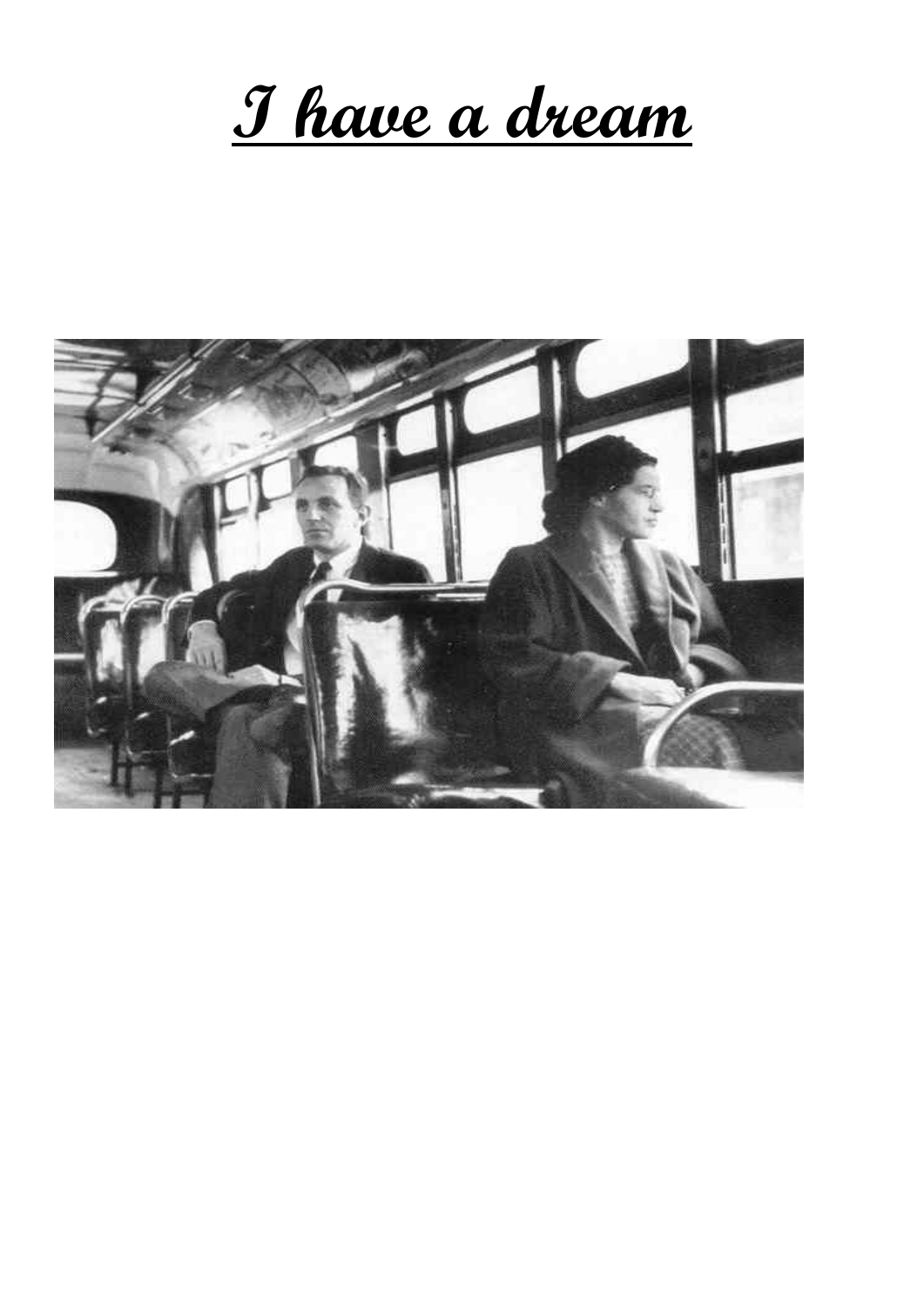# I have a dream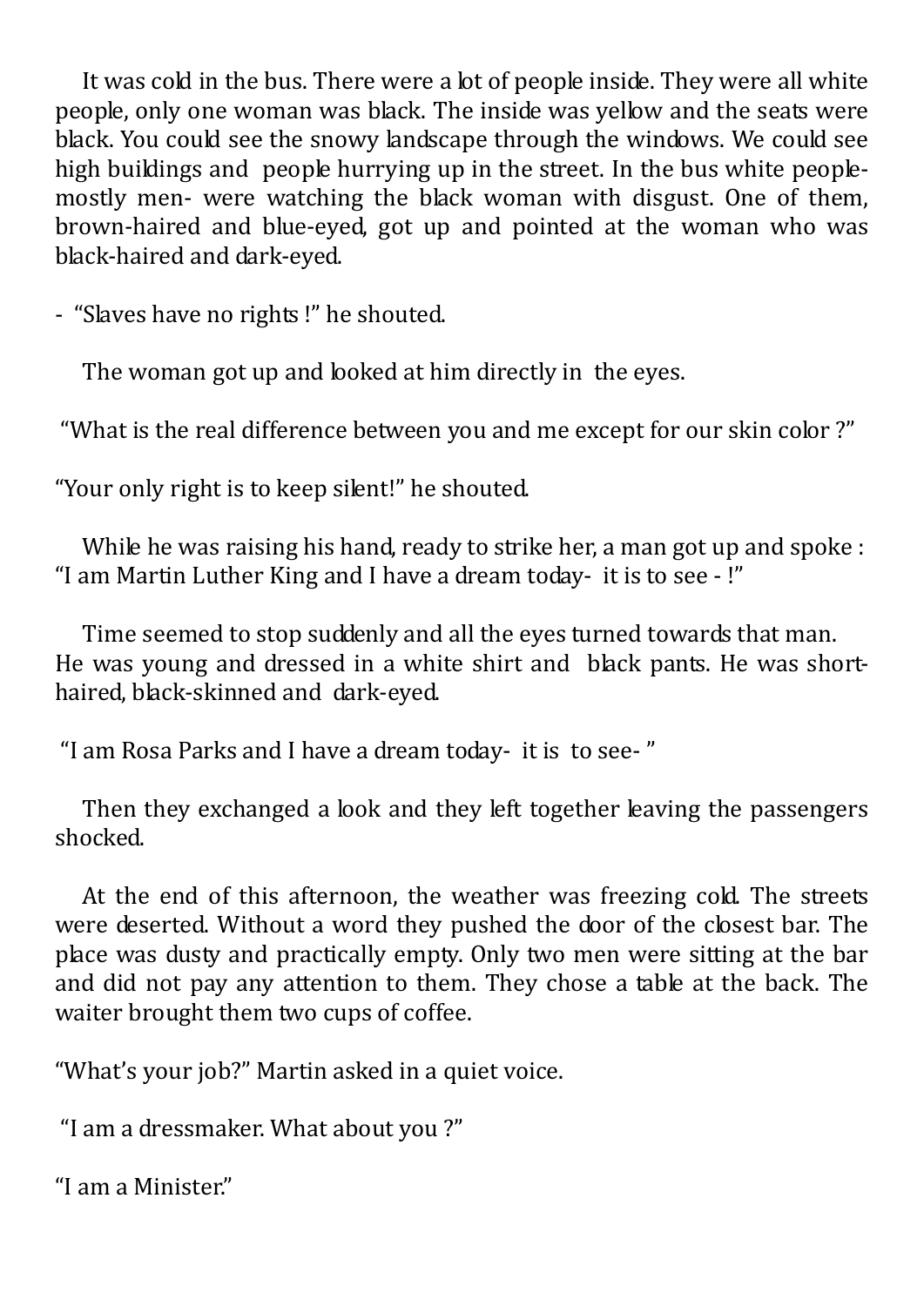It was cold in the bus. There were a lot of people inside. They were all white people, only one woman was black. The inside was yellow and the seats were black. You could see the snowy landscape through the windows. We could see high buildings and people hurrying up in the street. In the bus white people- mostly men- were watching the black woman with disgust. One of them, brown-haired and blue-eyed, got up and pointed at the woman who was black-haired and dark-eyed.

- "Slaves have no rights !" he shouted.

The woman got up and looked at him directly in the eyes.

"What is the real difference between you and me except for our skin color ?"

"Your only right is to keep silent!" he shouted.

While he was raising his hand, ready to strike her, a man got up and spoke : "I am Martin Luther King and I have a dream today- it is to see - !"

Time seemed to stop suddenly and all the eyes turned towards that man. He was young and dressed in a white shirt and black pants. He was short-haired, black-skinned and dark-eyed.

"I am Rosa Parks and I have a dream today- it is to see- "

Then they exchanged a look and they left together leaving the passengers shocked.

At the end of this afternoon, the weather was freezing cold. The streets were deserted. Without a word they pushed the door of the closest bar. The place was dusty and practically empty. Only two men were sitting at the bar and did not pay any attention to them. They chose a table at the back. The waiter brought them two cups of coffee.

"What's your job?" Martin asked in a quiet voice.

"I am a dressmaker. What about you ?"

"I am a Minister."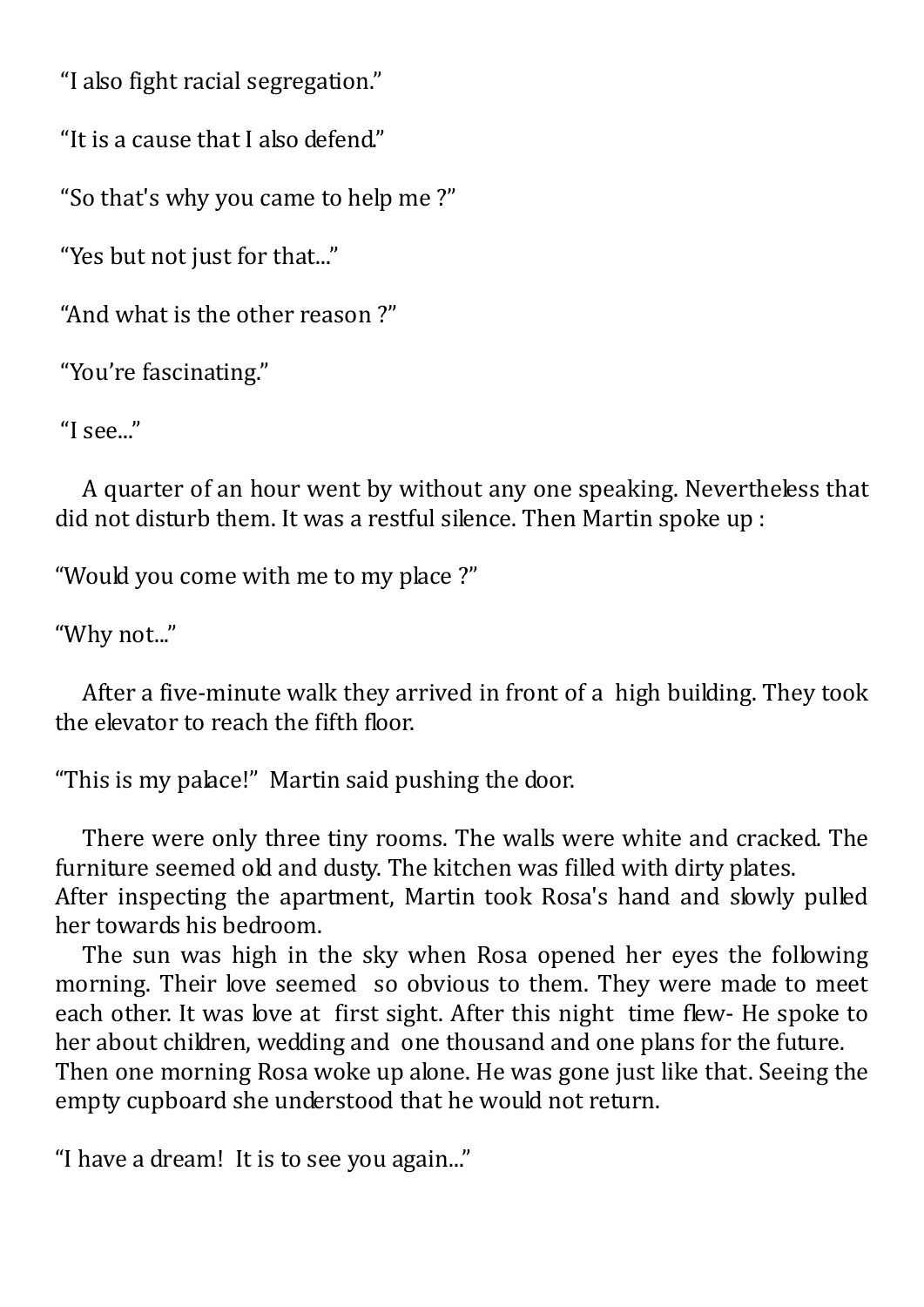"I also fight racial segregation."

"It is a cause that I also defend."

"So that's why you came to help me ?"

"Yes but not just for that..."

"And what is the other reason ?"

"You're fascinating."

"I see..."

A quarter of an hour went by without any one speaking. Nevertheless that did not disturb them. It was a restful silence. Then Martin spoke up :

"Would you come with me to my place ?"

"Why not..."

After a five-minute walk they arrived in front of a high building. They took the elevator to reach the fifth floor.

"This is my palace!" Martin said pushing the door.

There were only three tiny rooms. The walls were white and cracked. The furniture seemed old and dusty. The kitchen was filled with dirty plates.
After inspecting the apartment, Martin took Rosa's hand and slowly pulled her towards his bedroom.

The sun was high in the sky when Rosa opened her eyes the following morning. Their love seemed so obvious to them. They were made to meet each other. It was love at first sight. After this night time flew- He spoke to her about children, wedding and one thousand and one plans for the future.
Then one morning Rosa woke up alone. He was gone just like that. Seeing the empty cupboard she understood that he would not return.

"I have a dream! It is to see you again..."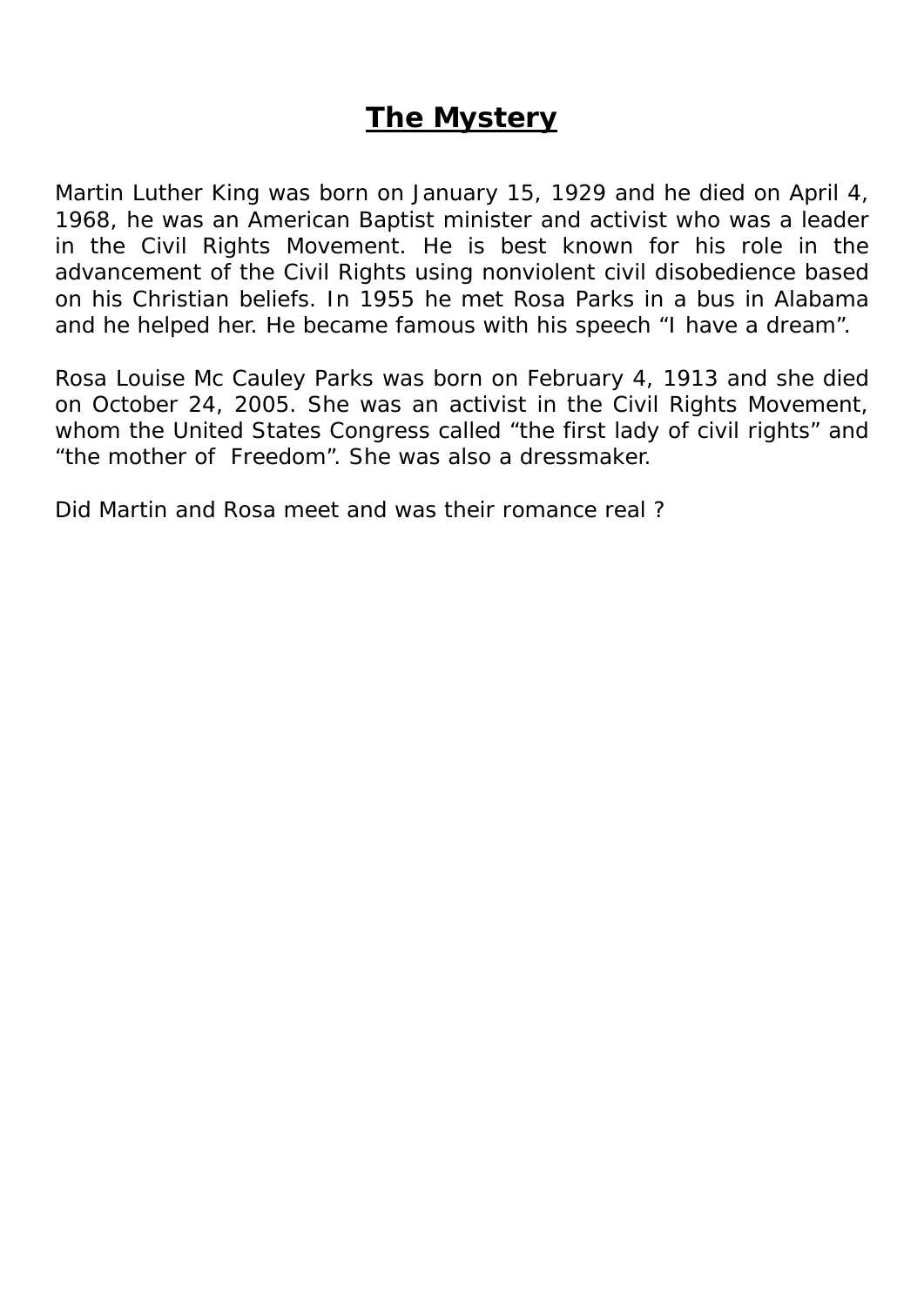# The Mystery

Martin Luther King was born on January 15, 1929 and he died on April 4, 1968, he was an American Baptist minister and activist who was a leader in the Civil Rights Movement. He is best known for his role in the advancement of the Civil Rights using nonviolent civil disobedience based on his Christian beliefs. In 1955 he met Rosa Parks in a bus in Alabama and he helped her. He became famous with his speech "I have a dream".

Rosa Louise Mc Cauley Parks was born on February 4, 1913 and she died on October 24, 2005. She was an activist in the Civil Rights Movement, whom the United States Congress called "the first lady of civil rights" and "the mother of Freedom". She was also a dressmaker.

Did Martin and Rosa meet and was their romance real ?